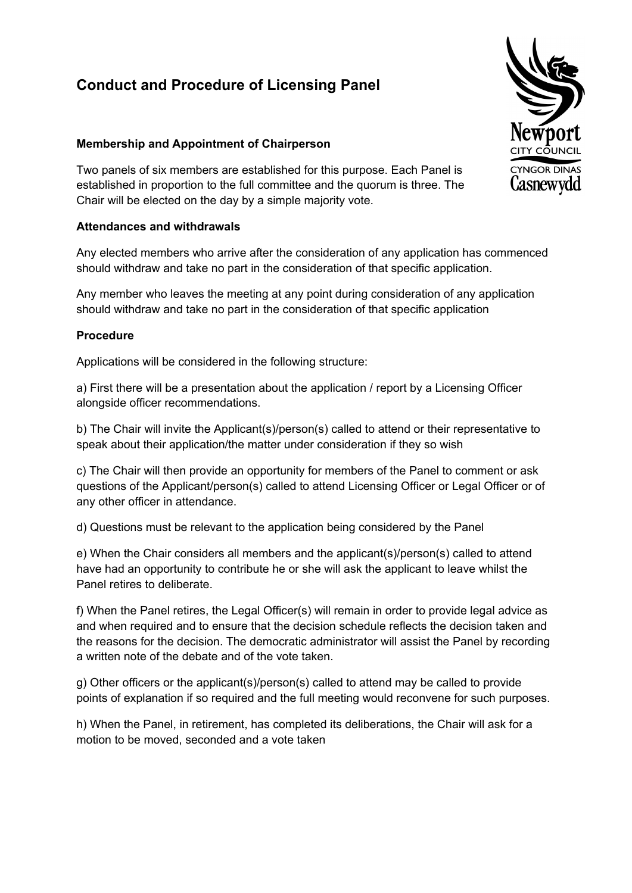# Conduct and Procedure of Licensing Panel

### Membership and Appointment of Chairperson

Two panels of six members are established for this purpose. Each Panel is established in proportion to the full committee and the quorum is three. The Chair will be elected on the day by a simple majority vote.

### Attendances and withdrawals

Any elected members who arrive after the consideration of any application has commenced should withdraw and take no part in the consideration of that specific application.

Any member who leaves the meeting at any point during consideration of any application should withdraw and take no part in the consideration of that specific application

### Procedure

Applications will be considered in the following structure:

a) First there will be a presentation about the application / report by a Licensing Officer alongside officer recommendations.

b) The Chair will invite the Applicant(s)/person(s) called to attend or their representative to speak about their application/the matter under consideration if they so wish

c) The Chair will then provide an opportunity for members of the Panel to comment or ask questions of the Applicant/person(s) called to attend Licensing Officer or Legal Officer or of any other officer in attendance.

d) Questions must be relevant to the application being considered by the Panel

e) When the Chair considers all members and the applicant(s)/person(s) called to attend have had an opportunity to contribute he or she will ask the applicant to leave whilst the Panel retires to deliberate.

f) When the Panel retires, the Legal Officer(s) will remain in order to provide legal advice as and when required and to ensure that the decision schedule reflects the decision taken and the reasons for the decision. The democratic administrator will assist the Panel by recording a written note of the debate and of the vote taken.

g) Other officers or the applicant(s)/person(s) called to attend may be called to provide points of explanation if so required and the full meeting would reconvene for such purposes.

h) When the Panel, in retirement, has completed its deliberations, the Chair will ask for a motion to be moved, seconded and a vote taken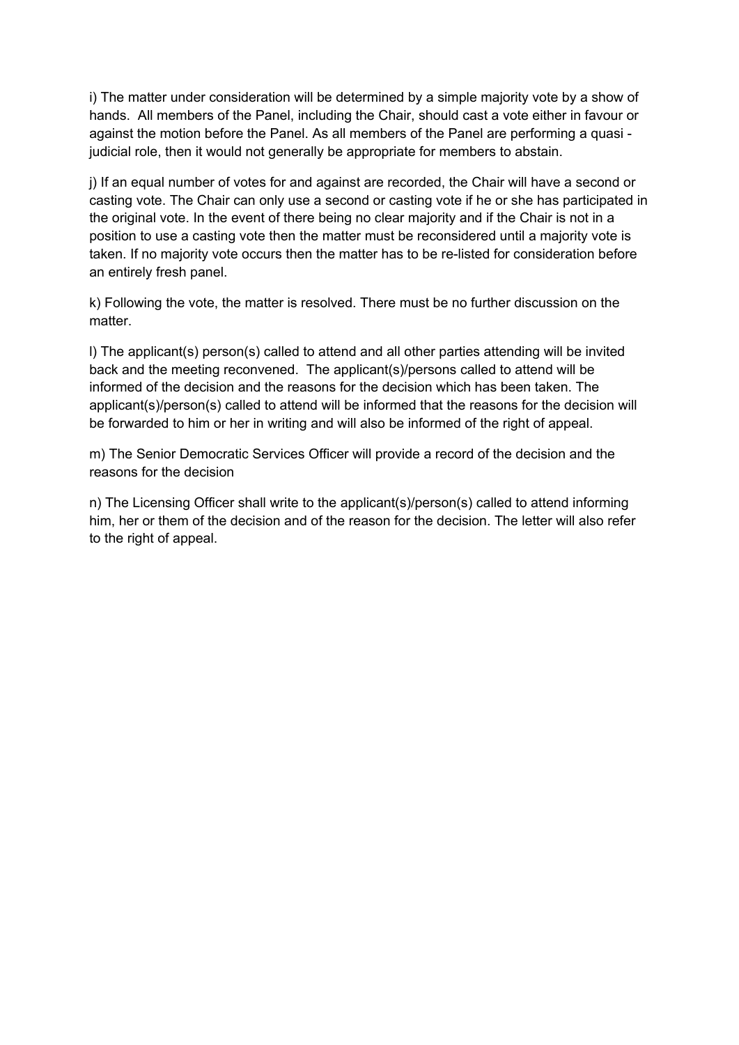i) The matter under consideration will be determined by a simple majority vote by a show of hands. All members of the Panel, including the Chair, should cast a vote either in favour or against the motion before the Panel. As all members of the Panel are performing a quasi - judicial role, then it would not generally be appropriate for members to abstain.

j) If an equal number of votes for and against are recorded, the Chair will have a second or casting vote. The Chair can only use a second or casting vote if he or she has participated in the original vote. In the event of there being no clear majority and if the Chair is not in a position to use a casting vote then the matter must be reconsidered until a majority vote is taken. If no majority vote occurs then the matter has to be re-listed for consideration before an entirely fresh panel.

k) Following the vote, the matter is resolved. There must be no further discussion on the matter.

l) The applicant(s) person(s) called to attend and all other parties attending will be invited back and the meeting reconvened. The applicant(s)/persons called to attend will be informed of the decision and the reasons for the decision which has been taken. The applicant(s)/person(s) called to attend will be informed that the reasons for the decision will be forwarded to him or her in writing and will also be informed of the right of appeal.

m) The Senior Democratic Services Officer will provide a record of the decision and the reasons for the decision

n) The Licensing Officer shall write to the applicant(s)/person(s) called to attend informing him, her or them of the decision and of the reason for the decision. The letter will also refer to the right of appeal.